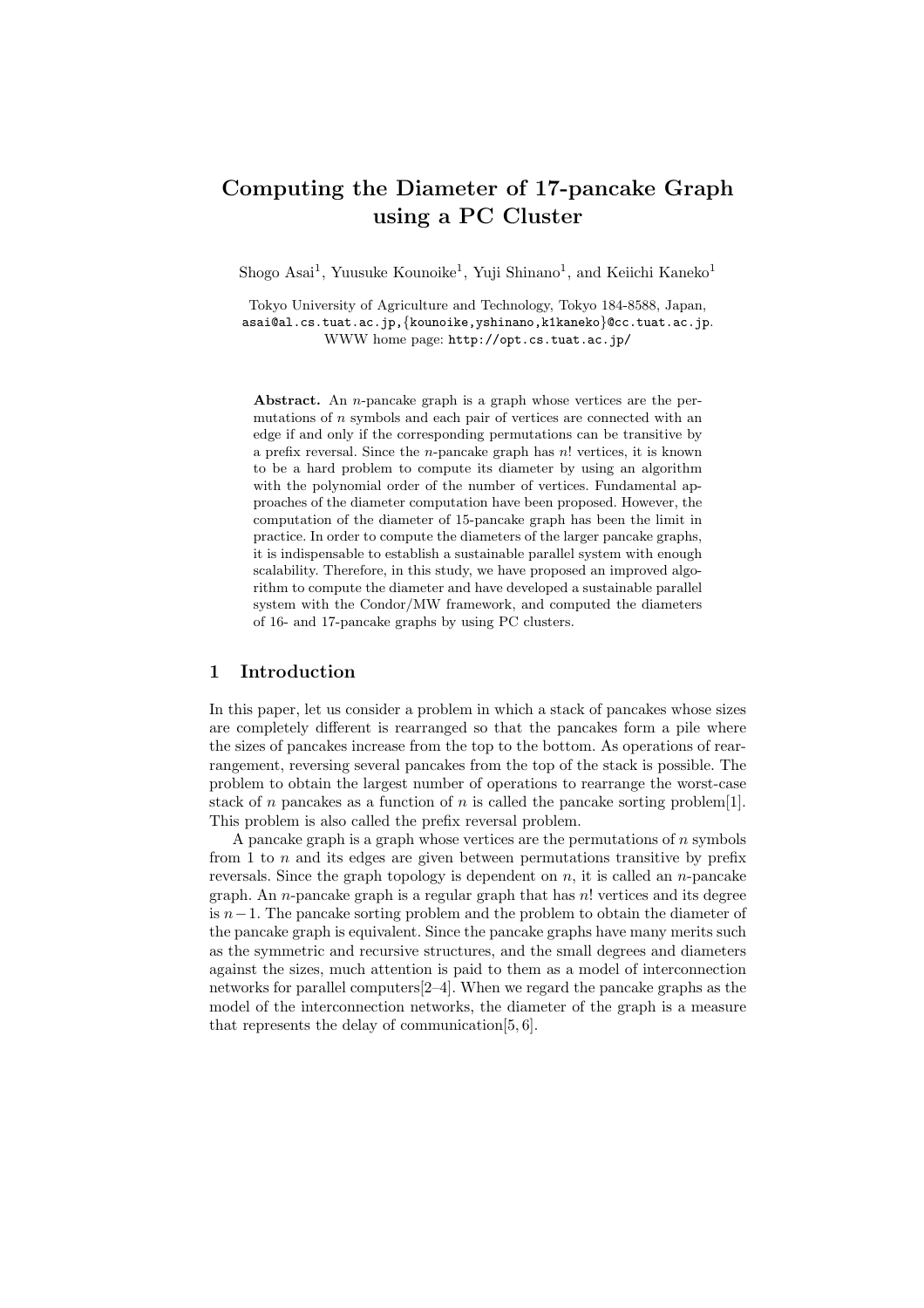# Computing the Diameter of 17-pancake Graph using a PC Cluster

Shogo Asai[1], Yuusuke Kounoike[1], Yuji Shinano[1], and Keiichi Kaneko[1]

Tokyo University of Agriculture and Technology, Tokyo 184-8588, Japan,
asai@al.cs.tuat.ac.jp,{kounoike,yshinano,k1kaneko}@cc.tuat.ac.jp.
WWW home page: http://opt.cs.tuat.ac.jp/

**Abstract.** An $n$-pancake graph is a graph whose vertices are the permutations of $n$ symbols and each pair of vertices are connected with an edge if and only if the corresponding permutations can be transitive by a prefix reversal. Since the $n$-pancake graph has $n!$ vertices, it is known to be a hard problem to compute its diameter by using an algorithm with the polynomial order of the number of vertices. Fundamental approaches of the diameter computation have been proposed. However, the computation of the diameter of 15-pancake graph has been the limit in practice. In order to compute the diameters of the larger pancake graphs, it is indispensable to establish a sustainable parallel system with enough scalability. Therefore, in this study, we have proposed an improved algorithm to compute the diameter and have developed a sustainable parallel system with the Condor/MW framework, and computed the diameters of 16- and 17-pancake graphs by using PC clusters.

## 1 Introduction

In this paper, let us consider a problem in which a stack of pancakes whose sizes are completely different is rearranged so that the pancakes form a pile where the sizes of pancakes increase from the top to the bottom. As operations of rearrangement, reversing several pancakes from the top of the stack is possible. The problem to obtain the largest number of operations to rearrange the worst-case stack of $n$ pancakes as a function of $n$ is called the pancake sorting problem[1]. This problem is also called the prefix reversal problem.

A pancake graph is a graph whose vertices are the permutations of $n$ symbols from 1 to $n$ and its edges are given between permutations transitive by prefix reversals. Since the graph topology is dependent on $n$, it is called an $n$-pancake graph. An $n$-pancake graph is a regular graph that has $n!$ vertices and its degree is $n-1$. The pancake sorting problem and the problem to obtain the diameter of the pancake graph is equivalent. Since the pancake graphs have many merits such as the symmetric and recursive structures, and the small degrees and diameters against the sizes, much attention is paid to them as a model of interconnection networks for parallel computers[2–4]. When we regard the pancake graphs as the model of the interconnection networks, the diameter of the graph is a measure that represents the delay of communication[5, 6].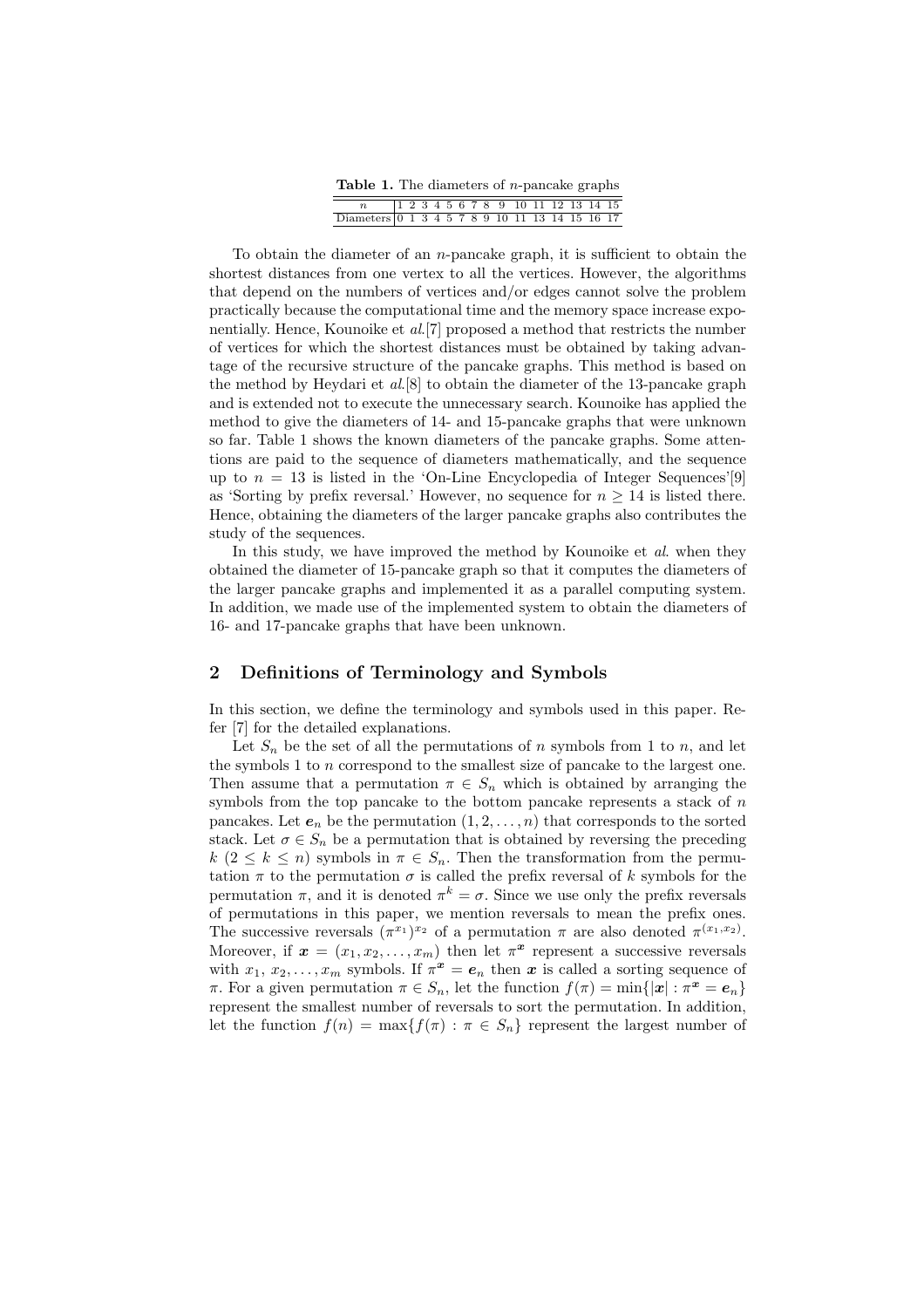**Table 1.** The diameters of $n$-pancake graphs

| $n$ | 1 | 2 | 3 | 4 | 5 | 6 | 7 | 8 | 9 | 10 | 11 | 12 | 13 | 14 | 15 |
|---|---|---|---|---|---|---|---|---|---|---|---|---|---|---|---|
| Diameters | 0 | 1 | 3 | 4 | 5 | 7 | 8 | 9 | 10 | 11 | 13 | 14 | 15 | 16 | 17 |

To obtain the diameter of an $n$-pancake graph, it is sufficient to obtain the shortest distances from one vertex to all the vertices. However, the algorithms that depend on the numbers of vertices and/or edges cannot solve the problem practically because the computational time and the memory space increase exponentially. Hence, Kounoike et *al.*[7] proposed a method that restricts the number of vertices for which the shortest distances must be obtained by taking advantage of the recursive structure of the pancake graphs. This method is based on the method by Heydari et *al.*[8] to obtain the diameter of the 13-pancake graph and is extended not to execute the unnecessary search. Kounoike has applied the method to give the diameters of 14- and 15-pancake graphs that were unknown so far. Table 1 shows the known diameters of the pancake graphs. Some attentions are paid to the sequence of diameters mathematically, and the sequence up to $n = 13$ is listed in the 'On-Line Encyclopedia of Integer Sequences'[9] as 'Sorting by prefix reversal.' However, no sequence for $n \geq 14$ is listed there. Hence, obtaining the diameters of the larger pancake graphs also contributes the study of the sequences.

In this study, we have improved the method by Kounoike et *al.* when they obtained the diameter of 15-pancake graph so that it computes the diameters of the larger pancake graphs and implemented it as a parallel computing system. In addition, we made use of the implemented system to obtain the diameters of 16- and 17-pancake graphs that have been unknown.

## 2 Definitions of Terminology and Symbols

In this section, we define the terminology and symbols used in this paper. Refer [7] for the detailed explanations.

Let $S_n$ be the set of all the permutations of $n$ symbols from 1 to $n$, and let the symbols 1 to $n$ correspond to the smallest size of pancake to the largest one. Then assume that a permutation $\pi \in S_n$ which is obtained by arranging the symbols from the top pancake to the bottom pancake represents a stack of $n$ pancakes. Let $\boldsymbol{e}_n$ be the permutation $(1, 2, \ldots, n)$ that corresponds to the sorted stack. Let $\sigma \in S_n$ be a permutation that is obtained by reversing the preceding $k$ $(2 \leq k \leq n)$ symbols in $\pi \in S_n$. Then the transformation from the permutation $\pi$ to the permutation $\sigma$ is called the prefix reversal of $k$ symbols for the permutation $\pi$, and it is denoted $\pi^k = \sigma$. Since we use only the prefix reversals of permutations in this paper, we mention reversals to mean the prefix ones. The successive reversals $(\pi^{x_1})^{x_2}$ of a permutation $\pi$ are also denoted $\pi^{(x_1,x_2)}$. Moreover, if $\boldsymbol{x} = (x_1, x_2, \ldots, x_m)$ then let $\pi^{\boldsymbol{x}}$ represent a successive reversals with $x_1$, $x_2, \ldots, x_m$ symbols. If $\pi^{\boldsymbol{x}} = \boldsymbol{e}_n$ then $\boldsymbol{x}$ is called a sorting sequence of $\pi$. For a given permutation $\pi \in S_n$, let the function $f(\pi) = \min\{|\boldsymbol{x}| : \pi^{\boldsymbol{x}} = \boldsymbol{e}_n\}$ represent the smallest number of reversals to sort the permutation. In addition, let the function $f(n) = \max\{f(\pi) : \pi \in S_n\}$ represent the largest number of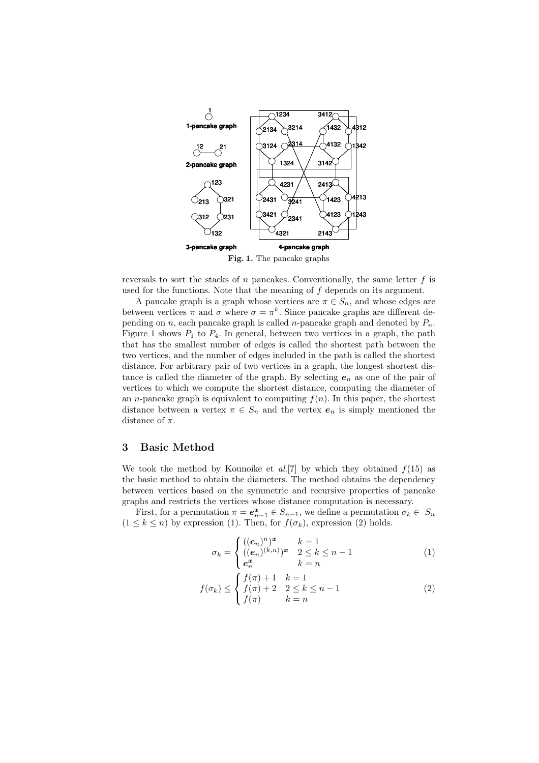**Fig. 1.** The pancake graphs

reversals to sort the stacks of $n$ pancakes. Conventionally, the same letter $f$ is used for the functions. Note that the meaning of $f$ depends on its argument.

A pancake graph is a graph whose vertices are $\pi \in S_n$, and whose edges are between vertices $\pi$ and $\sigma$ where $\sigma = \pi^k$. Since pancake graphs are different depending on $n$, each pancake graph is called $n$-pancake graph and denoted by $P_n$. Figure 1 shows $P_1$ to $P_4$. In general, between two vertices in a graph, the path that has the smallest number of edges is called the shortest path between the two vertices, and the number of edges included in the path is called the shortest distance. For arbitrary pair of two vertices in a graph, the longest shortest distance is called the diameter of the graph. By selecting $\boldsymbol{e}_n$ as one of the pair of vertices to which we compute the shortest distance, computing the diameter of an $n$-pancake graph is equivalent to computing $f(n)$. In this paper, the shortest distance between a vertex $\pi \in S_n$ and the vertex $\boldsymbol{e}_n$ is simply mentioned the distance of $\pi$.

## 3 Basic Method

We took the method by Kounoike et *al.*[7] by which they obtained $f(15)$ as the basic method to obtain the diameters. The method obtains the dependency between vertices based on the symmetric and recursive properties of pancake graphs and restricts the vertices whose distance computation is necessary.

First, for a permutation $\pi = \boldsymbol{e}_{n-1}^{\boldsymbol{x}} \in S_{n-1}$, we define a permutation $\sigma_k \in S_n$ $(1 \leq k \leq n)$ by expression (1). Then, for $f(\sigma_k)$, expression (2) holds.

$$\sigma_k = \begin{cases} ((\boldsymbol{e}_n)^n)^{\boldsymbol{x}} & k = 1 \\ ((\boldsymbol{e}_n)^{(k,n)})^{\boldsymbol{x}} & 2 \leq k \leq n-1 \\ \boldsymbol{e}_n^{\boldsymbol{x}} & k = n \end{cases} \tag{1}$$

$$f(\sigma_k) \leq \begin{cases} f(\pi) + 1 & k = 1 \\ f(\pi) + 2 & 2 \leq k \leq n-1 \\ f(\pi) & k = n \end{cases} \tag{2}$$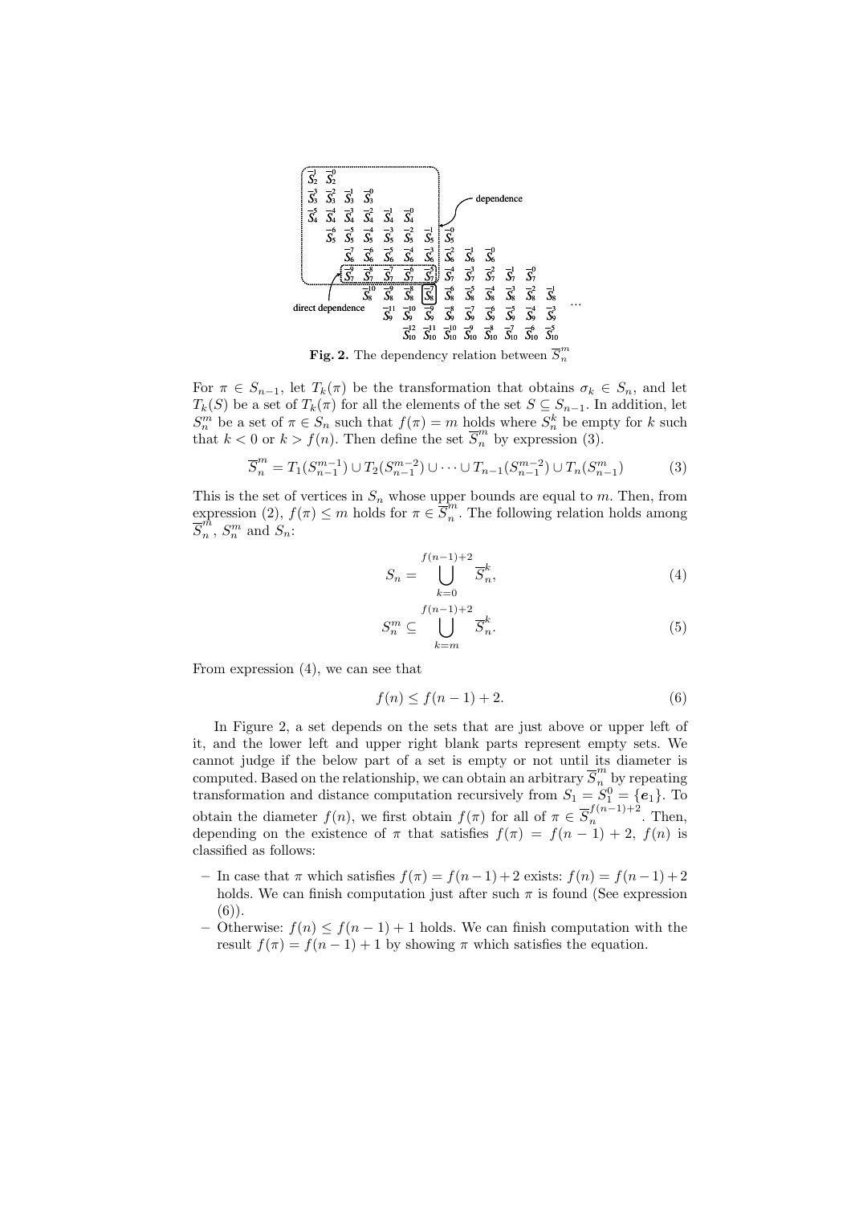Fig. 2. The dependency relation between $\overline{S}_n^m$

For $\pi \in S_{n-1}$, let $T_k(\pi)$ be the transformation that obtains $\sigma_k \in S_n$, and let $T_k(S)$ be a set of $T_k(\pi)$ for all the elements of the set $S \subseteq S_{n-1}$. In addition, let $S_n^m$ be a set of $\pi \in S_n$ such that $f(\pi) = m$ holds where $S_n^k$ be empty for $k$ such that $k < 0$ or $k > f(n)$. Then define the set $\overline{S}_n^m$ by expression (3).

$$\overline{S}_n^m = T_1(S_{n-1}^{m-1}) \cup T_2(S_{n-1}^{m-2}) \cup \cdots \cup T_{n-1}(S_{n-1}^{m-2}) \cup T_n(S_{n-1}^m) \tag{3}$$

This is the set of vertices in $S_n$ whose upper bounds are equal to $m$. Then, from expression (2), $f(\pi) \leq m$ holds for $\pi \in \overline{S}_n^m$. The following relation holds among $\overline{S}_n^m$, $S_n^m$ and $S_n$:

$$S_n = \bigcup_{k=0}^{f(n-1)+2} \overline{S}_n^k, \tag{4}$$

$$S_n^m \subseteq \bigcup_{k=m}^{f(n-1)+2} \overline{S}_n^k. \tag{5}$$

From expression (4), we can see that

$$f(n) \leq f(n-1) + 2. \tag{6}$$

In Figure 2, a set depends on the sets that are just above or upper left of it, and the lower left and upper right blank parts represent empty sets. We cannot judge if the below part of a set is empty or not until its diameter is computed. Based on the relationship, we can obtain an arbitrary $\overline{S}_n^m$ by repeating transformation and distance computation recursively from $S_1 = S_1^0 = \{\boldsymbol{e}_1\}$. To obtain the diameter $f(n)$, we first obtain $f(\pi)$ for all of $\pi \in \overline{S}_n^{f(n-1)+2}$. Then, depending on the existence of $\pi$ that satisfies $f(\pi) = f(n-1) + 2$, $f(n)$ is classified as follows:

- In case that $\pi$ which satisfies $f(\pi) = f(n-1)+2$ exists: $f(n) = f(n-1)+2$ holds. We can finish computation just after such $\pi$ is found (See expression (6)).
- Otherwise: $f(n) \leq f(n-1) + 1$ holds. We can finish computation with the result $f(\pi) = f(n-1) + 1$ by showing $\pi$ which satisfies the equation.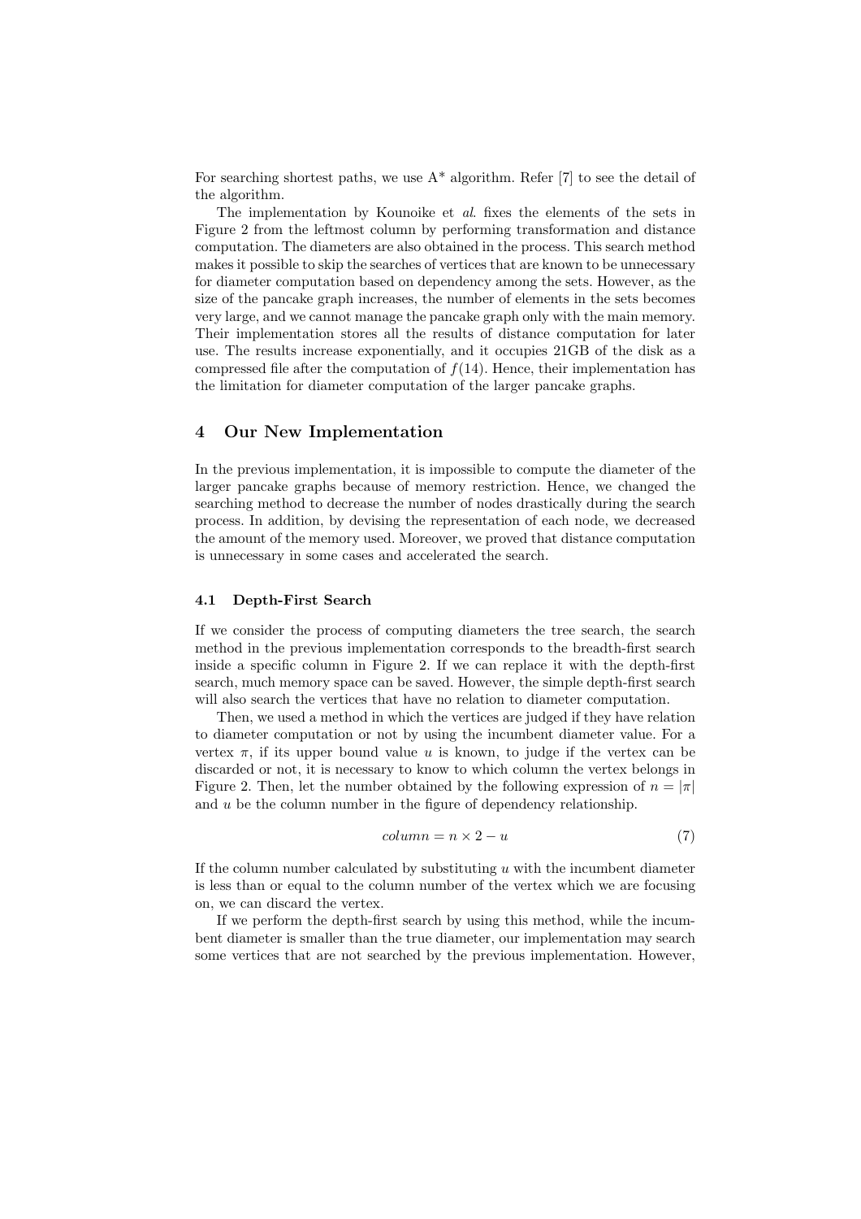For searching shortest paths, we use A* algorithm. Refer [7] to see the detail of the algorithm.

The implementation by Kounoike et *al.* fixes the elements of the sets in Figure 2 from the leftmost column by performing transformation and distance computation. The diameters are also obtained in the process. This search method makes it possible to skip the searches of vertices that are known to be unnecessary for diameter computation based on dependency among the sets. However, as the size of the pancake graph increases, the number of elements in the sets becomes very large, and we cannot manage the pancake graph only with the main memory. Their implementation stores all the results of distance computation for later use. The results increase exponentially, and it occupies 21GB of the disk as a compressed file after the computation of $f(14)$. Hence, their implementation has the limitation for diameter computation of the larger pancake graphs.

## 4 Our New Implementation

In the previous implementation, it is impossible to compute the diameter of the larger pancake graphs because of memory restriction. Hence, we changed the searching method to decrease the number of nodes drastically during the search process. In addition, by devising the representation of each node, we decreased the amount of the memory used. Moreover, we proved that distance computation is unnecessary in some cases and accelerated the search.

### 4.1 Depth-First Search

If we consider the process of computing diameters the tree search, the search method in the previous implementation corresponds to the breadth-first search inside a specific column in Figure 2. If we can replace it with the depth-first search, much memory space can be saved. However, the simple depth-first search will also search the vertices that have no relation to diameter computation.

Then, we used a method in which the vertices are judged if they have relation to diameter computation or not by using the incumbent diameter value. For a vertex $\pi$, if its upper bound value $u$ is known, to judge if the vertex can be discarded or not, it is necessary to know to which column the vertex belongs in Figure 2. Then, let the number obtained by the following expression of $n = |\pi|$ and $u$ be the column number in the figure of dependency relationship.

$$column = n \times 2 - u \tag{7}$$

If the column number calculated by substituting $u$ with the incumbent diameter is less than or equal to the column number of the vertex which we are focusing on, we can discard the vertex.

If we perform the depth-first search by using this method, while the incumbent diameter is smaller than the true diameter, our implementation may search some vertices that are not searched by the previous implementation. However,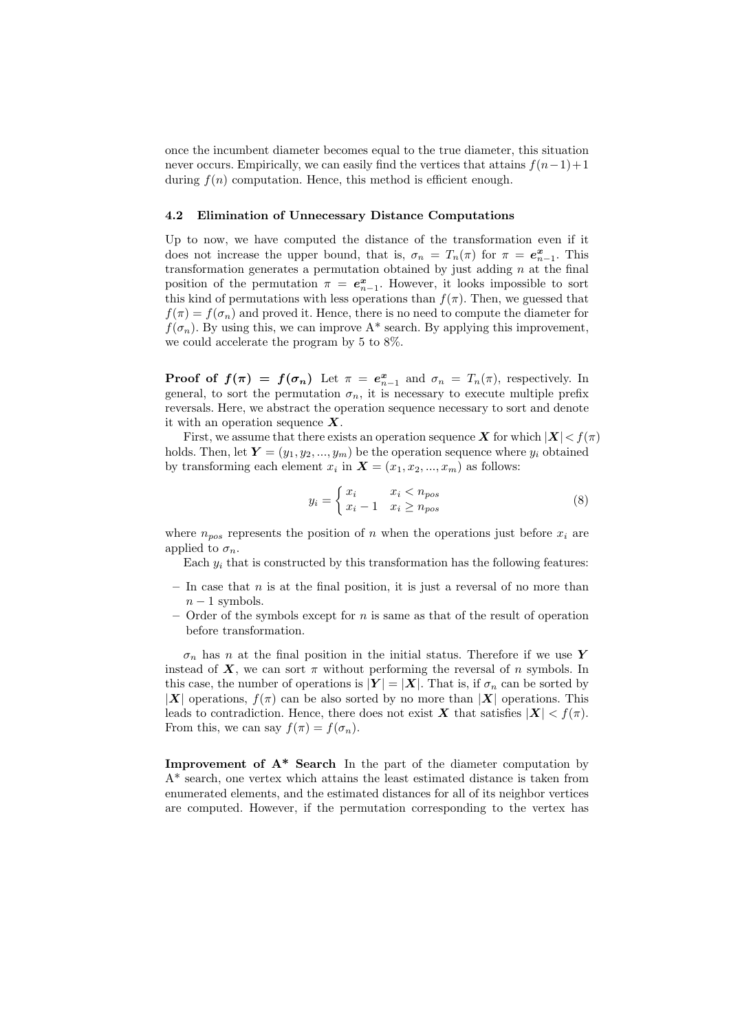once the incumbent diameter becomes equal to the true diameter, this situation never occurs. Empirically, we can easily find the vertices that attains $f(n-1)+1$ during $f(n)$ computation. Hence, this method is efficient enough.

### 4.2 Elimination of Unnecessary Distance Computations

Up to now, we have computed the distance of the transformation even if it does not increase the upper bound, that is, $\sigma_n = T_n(\pi)$ for $\pi = \boldsymbol{e}^{\boldsymbol{x}}_{n-1}$. This transformation generates a permutation obtained by just adding $n$ at the final position of the permutation $\pi = \boldsymbol{e}^{\boldsymbol{x}}_{n-1}$. However, it looks impossible to sort this kind of permutations with less operations than $f(\pi)$. Then, we guessed that $f(\pi) = f(\sigma_n)$ and proved it. Hence, there is no need to compute the diameter for $f(\sigma_n)$. By using this, we can improve A* search. By applying this improvement, we could accelerate the program by 5 to 8%.

**Proof of $\boldsymbol{f(\pi) = f(\sigma_n)}$** Let $\pi = \boldsymbol{e}^{\boldsymbol{x}}_{n-1}$ and $\sigma_n = T_n(\pi)$, respectively. In general, to sort the permutation $\sigma_n$, it is necessary to execute multiple prefix reversals. Here, we abstract the operation sequence necessary to sort and denote it with an operation sequence $\boldsymbol{X}$.

First, we assume that there exists an operation sequence $\boldsymbol{X}$ for which $|\boldsymbol{X}| < f(\pi)$ holds. Then, let $\boldsymbol{Y} = (y_1, y_2, ..., y_m)$ be the operation sequence where $y_i$ obtained by transforming each element $x_i$ in $\boldsymbol{X} = (x_1, x_2, ..., x_m)$ as follows:

$$y_i = \begin{cases} x_i & x_i < n_{pos} \\ x_i - 1 & x_i \geq n_{pos} \end{cases} \tag{8}$$

where $n_{pos}$ represents the position of $n$ when the operations just before $x_i$ are applied to $\sigma_n$.

Each $y_i$ that is constructed by this transformation has the following features:

- In case that $n$ is at the final position, it is just a reversal of no more than $n-1$ symbols.
- Order of the symbols except for $n$ is same as that of the result of operation before transformation.

$\sigma_n$ has $n$ at the final position in the initial status. Therefore if we use $\boldsymbol{Y}$ instead of $\boldsymbol{X}$, we can sort $\pi$ without performing the reversal of $n$ symbols. In this case, the number of operations is $|\boldsymbol{Y}| = |\boldsymbol{X}|$. That is, if $\sigma_n$ can be sorted by $|\boldsymbol{X}|$ operations, $f(\pi)$ can be also sorted by no more than $|\boldsymbol{X}|$ operations. This leads to contradiction. Hence, there does not exist $\boldsymbol{X}$ that satisfies $|\boldsymbol{X}| < f(\pi)$. From this, we can say $f(\pi) = f(\sigma_n)$.

**Improvement of A\* Search** In the part of the diameter computation by A* search, one vertex which attains the least estimated distance is taken from enumerated elements, and the estimated distances for all of its neighbor vertices are computed. However, if the permutation corresponding to the vertex has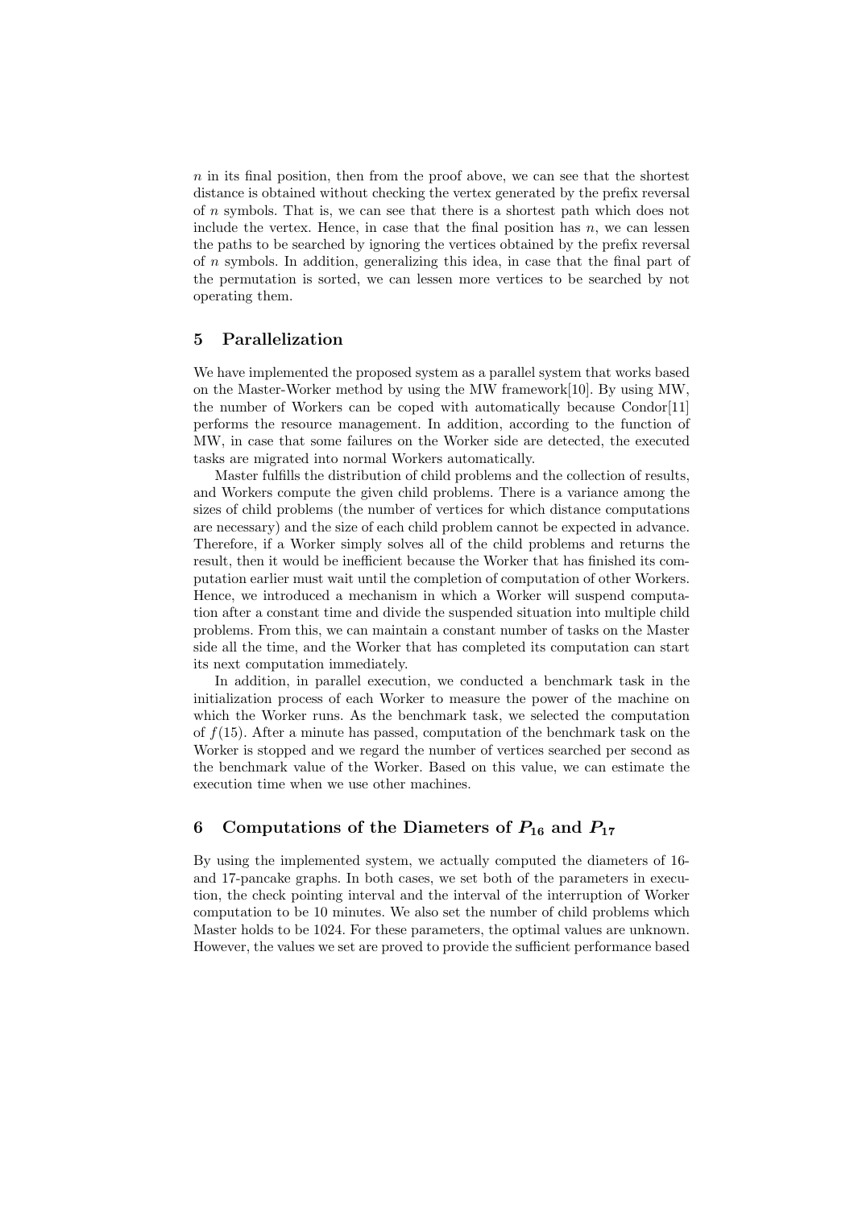$n$ in its final position, then from the proof above, we can see that the shortest distance is obtained without checking the vertex generated by the prefix reversal of $n$ symbols. That is, we can see that there is a shortest path which does not include the vertex. Hence, in case that the final position has $n$, we can lessen the paths to be searched by ignoring the vertices obtained by the prefix reversal of $n$ symbols. In addition, generalizing this idea, in case that the final part of the permutation is sorted, we can lessen more vertices to be searched by not operating them.

## 5 Parallelization

We have implemented the proposed system as a parallel system that works based on the Master-Worker method by using the MW framework[10]. By using MW, the number of Workers can be coped with automatically because Condor[11] performs the resource management. In addition, according to the function of MW, in case that some failures on the Worker side are detected, the executed tasks are migrated into normal Workers automatically.

Master fulfills the distribution of child problems and the collection of results, and Workers compute the given child problems. There is a variance among the sizes of child problems (the number of vertices for which distance computations are necessary) and the size of each child problem cannot be expected in advance. Therefore, if a Worker simply solves all of the child problems and returns the result, then it would be inefficient because the Worker that has finished its computation earlier must wait until the completion of computation of other Workers. Hence, we introduced a mechanism in which a Worker will suspend computation after a constant time and divide the suspended situation into multiple child problems. From this, we can maintain a constant number of tasks on the Master side all the time, and the Worker that has completed its computation can start its next computation immediately.

In addition, in parallel execution, we conducted a benchmark task in the initialization process of each Worker to measure the power of the machine on which the Worker runs. As the benchmark task, we selected the computation of $f(15)$. After a minute has passed, computation of the benchmark task on the Worker is stopped and we regard the number of vertices searched per second as the benchmark value of the Worker. Based on this value, we can estimate the execution time when we use other machines.

## 6 Computations of the Diameters of $P_{16}$ and $P_{17}$

By using the implemented system, we actually computed the diameters of 16- and 17-pancake graphs. In both cases, we set both of the parameters in execution, the check pointing interval and the interval of the interruption of Worker computation to be 10 minutes. We also set the number of child problems which Master holds to be 1024. For these parameters, the optimal values are unknown. However, the values we set are proved to provide the sufficient performance based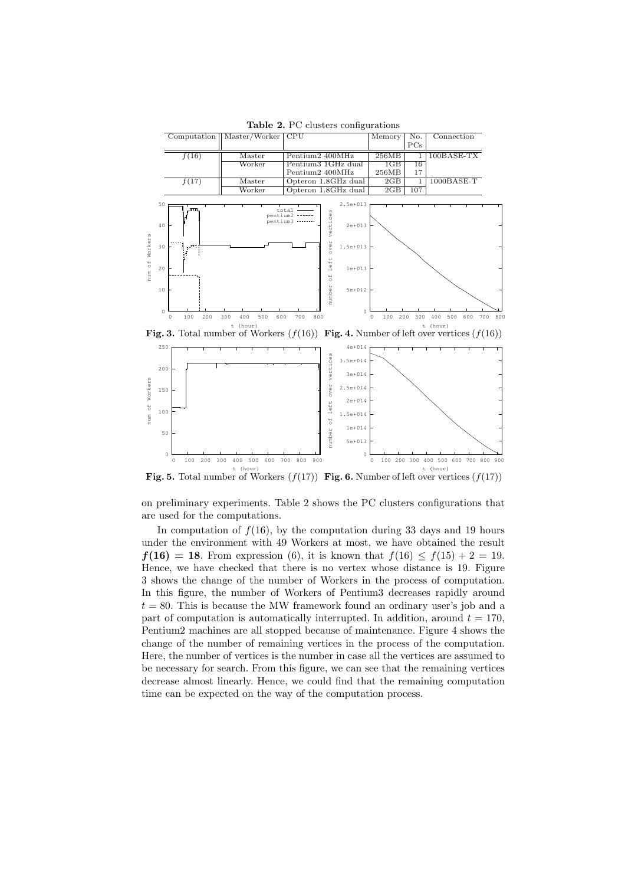**Table 2.** PC clusters configurations

| Computation | Master/Worker | CPU | Memory | No. PCs | Connection |
|---|---|---|---|---|---|
| $f(16)$ | Master | Pentium2 400MHz | 256MB | 1 | 100BASE-TX |
| | Worker | Pentium3 1GHz dual | 1GB | 16 | |
| | | Pentium2 400MHz | 256MB | 17 | |
| $f(17)$ | Master | Opteron 1.8GHz dual | 2GB | 1 | 1000BASE-T |
| | Worker | Opteron 1.8GHz dual | 2GB | 107 | |

**Fig. 3.** Total number of Workers ($f(16)$) **Fig. 4.** Number of left over vertices ($f(16)$)

**Fig. 5.** Total number of Workers ($f(17)$) **Fig. 6.** Number of left over vertices ($f(17)$)

on preliminary experiments. Table 2 shows the PC clusters configurations that are used for the computations.

In computation of $f(16)$, by the computation during 33 days and 19 hours under the environment with 49 Workers at most, we have obtained the result $\boldsymbol{f(16) = 18}$. From expression (6), it is known that $f(16) \leq f(15) + 2 = 19$. Hence, we have checked that there is no vertex whose distance is 19. Figure 3 shows the change of the number of Workers in the process of computation. In this figure, the number of Workers of Pentium3 decreases rapidly around $t = 80$. This is because the MW framework found an ordinary user's job and a part of computation is automatically interrupted. In addition, around $t = 170$, Pentium2 machines are all stopped because of maintenance. Figure 4 shows the change of the number of remaining vertices in the process of the computation. Here, the number of vertices is the number in case all the vertices are assumed to be necessary for search. From this figure, we can see that the remaining vertices decrease almost linearly. Hence, we could find that the remaining computation time can be expected on the way of the computation process.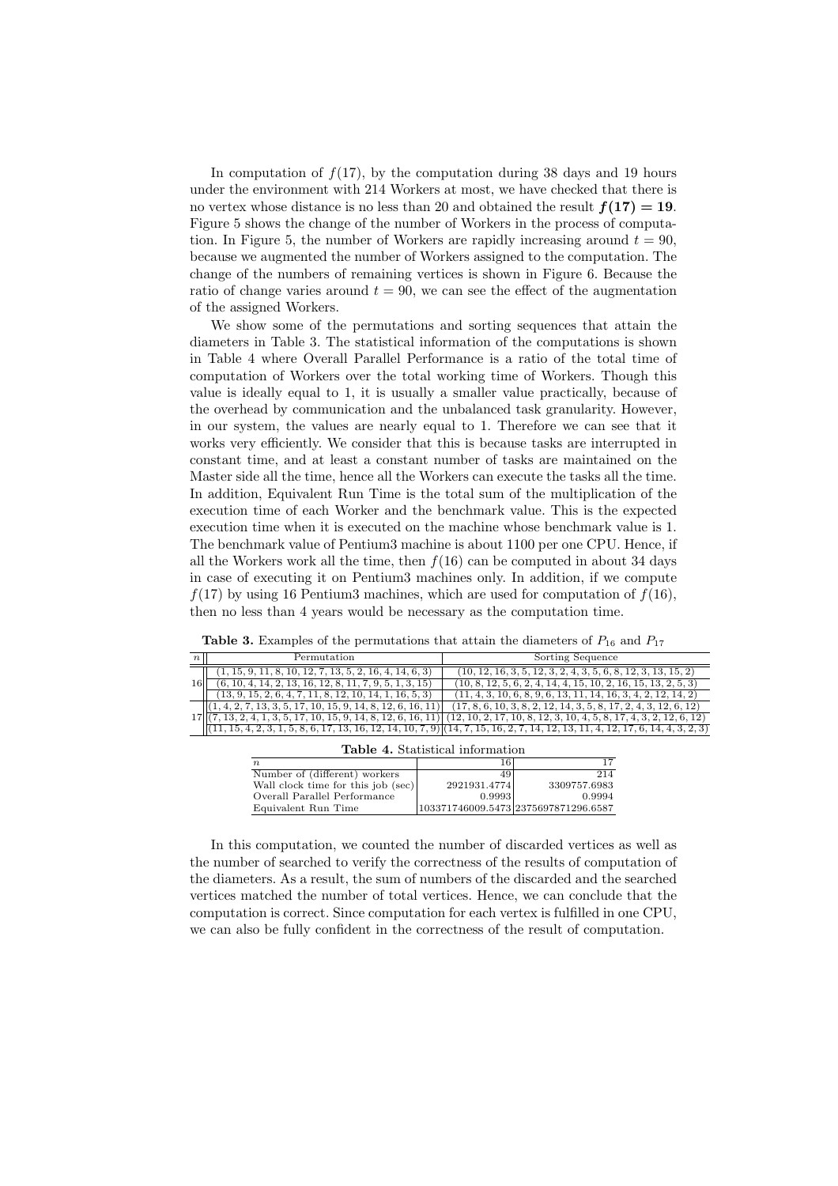In computation of $f(17)$, by the computation during 38 days and 19 hours under the environment with 214 Workers at most, we have checked that there is no vertex whose distance is no less than 20 and obtained the result $\boldsymbol{f(17) = 19}$. Figure 5 shows the change of the number of Workers in the process of computation. In Figure 5, the number of Workers are rapidly increasing around $t = 90$, because we augmented the number of Workers assigned to the computation. The change of the numbers of remaining vertices is shown in Figure 6. Because the ratio of change varies around $t = 90$, we can see the effect of the augmentation of the assigned Workers.

We show some of the permutations and sorting sequences that attain the diameters in Table 3. The statistical information of the computations is shown in Table 4 where Overall Parallel Performance is a ratio of the total time of computation of Workers over the total working time of Workers. Though this value is ideally equal to 1, it is usually a smaller value practically, because of the overhead by communication and the unbalanced task granularity. However, in our system, the values are nearly equal to 1. Therefore we can see that it works very efficiently. We consider that this is because tasks are interrupted in constant time, and at least a constant number of tasks are maintained on the Master side all the time, hence all the Workers can execute the tasks all the time. In addition, Equivalent Run Time is the total sum of the multiplication of the execution time of each Worker and the benchmark value. This is the expected execution time when it is executed on the machine whose benchmark value is 1. The benchmark value of Pentium3 machine is about 1100 per one CPU. Hence, if all the Workers work all the time, then $f(16)$ can be computed in about 34 days in case of executing it on Pentium3 machines only. In addition, if we compute $f(17)$ by using 16 Pentium3 machines, which are used for computation of $f(16)$, then no less than 4 years would be necessary as the computation time.

**Table 3.** Examples of the permutations that attain the diameters of $P_{16}$ and $P_{17}$

| $n$ | Permutation | Sorting Sequence |
|---|---|---|
| 16 | (1, 15, 9, 11, 8, 10, 12, 7, 13, 5, 2, 16, 4, 14, 6, 3) | (10, 12, 16, 3, 5, 12, 3, 2, 4, 3, 5, 6, 8, 12, 3, 13, 15, 2) |
| | (6, 10, 4, 14, 2, 13, 16, 12, 8, 11, 7, 9, 5, 1, 3, 15) | (10, 8, 12, 5, 6, 2, 4, 14, 4, 15, 10, 2, 16, 15, 13, 2, 5, 3) |
| | (13, 9, 15, 2, 6, 4, 7, 11, 8, 12, 10, 14, 1, 16, 5, 3) | (11, 4, 3, 10, 6, 8, 9, 6, 13, 11, 14, 16, 3, 4, 2, 12, 14, 2) |
| 17 | (1, 4, 2, 7, 13, 3, 5, 17, 10, 15, 9, 14, 8, 12, 6, 16, 11) | (17, 8, 6, 10, 3, 8, 2, 12, 14, 3, 5, 8, 17, 2, 4, 3, 12, 6, 12) |
| | (7, 13, 2, 4, 1, 3, 5, 17, 10, 15, 9, 14, 8, 12, 6, 16, 11) | (12, 10, 2, 17, 10, 8, 12, 3, 10, 4, 5, 8, 17, 4, 3, 2, 12, 6, 12) |
| | (11, 15, 4, 2, 3, 1, 5, 8, 6, 17, 13, 16, 12, 14, 10, 7, 9) | (14, 7, 15, 16, 2, 7, 14, 12, 13, 11, 4, 12, 17, 6, 14, 4, 3, 2, 3) |

**Table 4.** Statistical information

| $n$ | 16 | 17 |
|---|---|---|
| Number of (different) workers | 49 | 214 |
| Wall clock time for this job (sec) | 2921931.4774 | 3309757.6983 |
| Overall Parallel Performance | 0.9993 | 0.9994 |
| Equivalent Run Time | 103371746009.5473 | 2375697871296.6587 |

In this computation, we counted the number of discarded vertices as well as the number of searched to verify the correctness of the results of computation of the diameters. As a result, the sum of numbers of the discarded and the searched vertices matched the number of total vertices. Hence, we can conclude that the computation is correct. Since computation for each vertex is fulfilled in one CPU, we can also be fully confident in the correctness of the result of computation.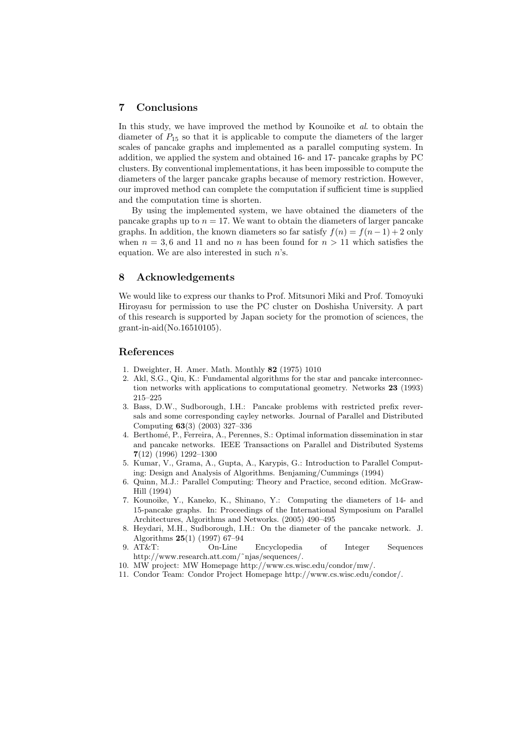## 7 Conclusions

In this study, we have improved the method by Kounoike et *al.* to obtain the diameter of $P_{15}$ so that it is applicable to compute the diameters of the larger scales of pancake graphs and implemented as a parallel computing system. In addition, we applied the system and obtained 16- and 17- pancake graphs by PC clusters. By conventional implementations, it has been impossible to compute the diameters of the larger pancake graphs because of memory restriction. However, our improved method can complete the computation if sufficient time is supplied and the computation time is shorten.

By using the implemented system, we have obtained the diameters of the pancake graphs up to $n = 17$. We want to obtain the diameters of larger pancake graphs. In addition, the known diameters so far satisfy $f(n) = f(n-1) + 2$ only when $n = 3, 6$ and 11 and no $n$ has been found for $n > 11$ which satisfies the equation. We are also interested in such $n$'s.

## 8 Acknowledgements

We would like to express our thanks to Prof. Mitsunori Miki and Prof. Tomoyuki Hiroyasu for permission to use the PC cluster on Doshisha University. A part of this research is supported by Japan society for the promotion of sciences, the grant-in-aid(No.16510105).

## References

1. Dweighter, H. Amer. Math. Monthly **82** (1975) 1010
2. Akl, S.G., Qiu, K.: Fundamental algorithms for the star and pancake interconnection networks with applications to computational geometry. Networks **23** (1993) 215–225
3. Bass, D.W., Sudborough, I.H.: Pancake problems with restricted prefix reversals and some corresponding cayley networks. Journal of Parallel and Distributed Computing **63**(3) (2003) 327–336
4. Berthomé, P., Ferreira, A., Perennes, S.: Optimal information dissemination in star and pancake networks. IEEE Transactions on Parallel and Distributed Systems **7**(12) (1996) 1292–1300
5. Kumar, V., Grama, A., Gupta, A., Karypis, G.: Introduction to Parallel Computing: Design and Analysis of Algorithms. Benjaming/Cummings (1994)
6. Quinn, M.J.: Parallel Computing: Theory and Practice, second edition. McGraw-Hill (1994)
7. Kounoike, Y., Kaneko, K., Shinano, Y.: Computing the diameters of 14- and 15-pancake graphs. In: Proceedings of the International Symposium on Parallel Architectures, Algorithms and Networks. (2005) 490–495
8. Heydari, M.H., Sudborough, I.H.: On the diameter of the pancake network. J. Algorithms **25**(1) (1997) 67–94
9. AT&T: On-Line Encyclopedia of Integer Sequences http://www.research.att.com/˜njas/sequences/.
10. MW project: MW Homepage http://www.cs.wisc.edu/condor/mw/.
11. Condor Team: Condor Project Homepage http://www.cs.wisc.edu/condor/.